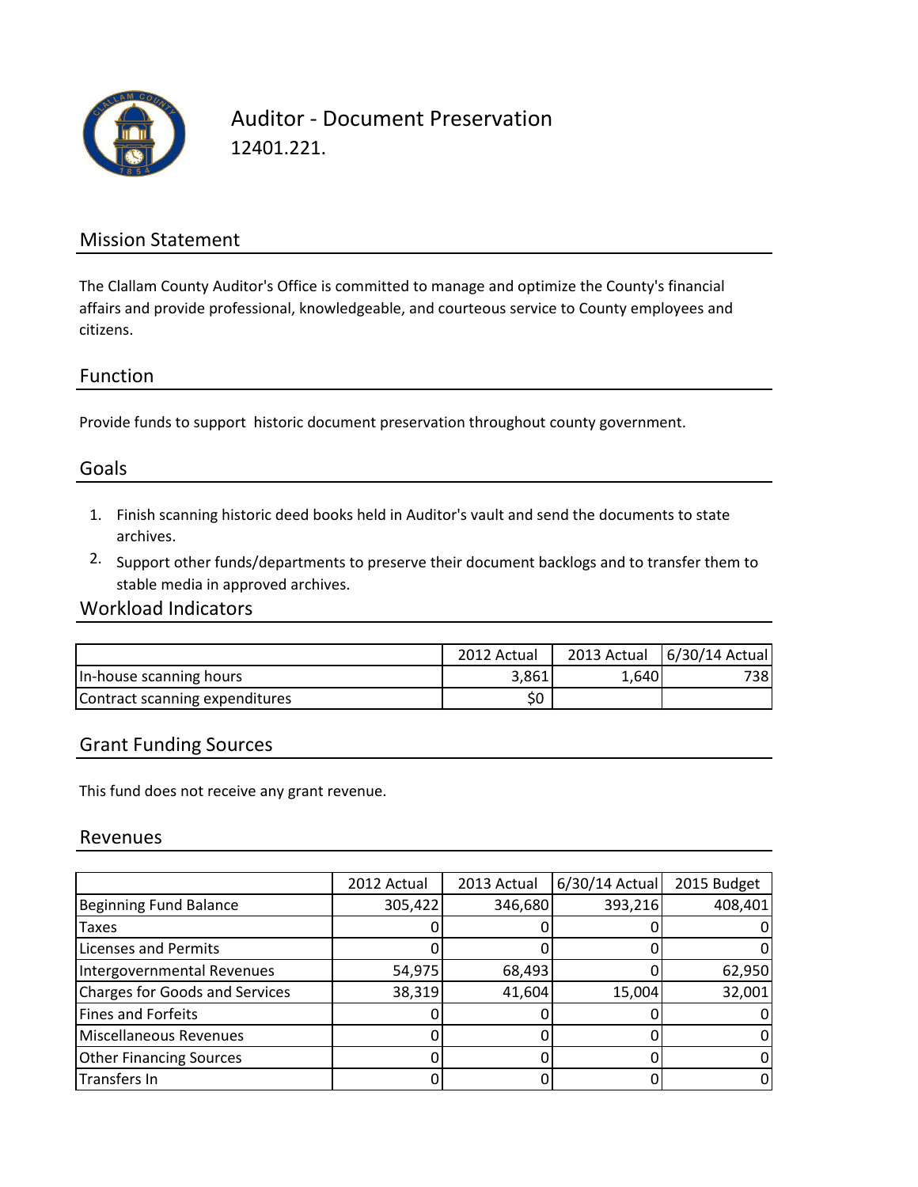# Auditor - Document Preservation

12401.221.

## Mission Statement

The Clallam County Auditor's Office is committed to manage and optimize the County's financial affairs and provide professional, knowledgeable, and courteous service to County employees and citizens.

## Function

Provide funds to support historic document preservation throughout county government.

## Goals

1. Finish scanning historic deed books held in Auditor's vault and send the documents to state archives.
2. Support other funds/departments to preserve their document backlogs and to transfer them to stable media in approved archives.

## Workload Indicators

| | 2012 Actual | 2013 Actual | 6/30/14 Actual |
|---|---|---|---|
| In-house scanning hours | 3,861 | 1,640 | 738 |
| Contract scanning expenditures | $0 | | |

## Grant Funding Sources

This fund does not receive any grant revenue.

## Revenues

| | 2012 Actual | 2013 Actual | 6/30/14 Actual | 2015 Budget |
|---|---|---|---|---|
| Beginning Fund Balance | 305,422 | 346,680 | 393,216 | 408,401 |
| Taxes | 0 | 0 | 0 | 0 |
| Licenses and Permits | 0 | 0 | 0 | 0 |
| Intergovernmental Revenues | 54,975 | 68,493 | 0 | 62,950 |
| Charges for Goods and Services | 38,319 | 41,604 | 15,004 | 32,001 |
| Fines and Forfeits | 0 | 0 | 0 | 0 |
| Miscellaneous Revenues | 0 | 0 | 0 | 0 |
| Other Financing Sources | 0 | 0 | 0 | 0 |
| Transfers In | 0 | 0 | 0 | 0 |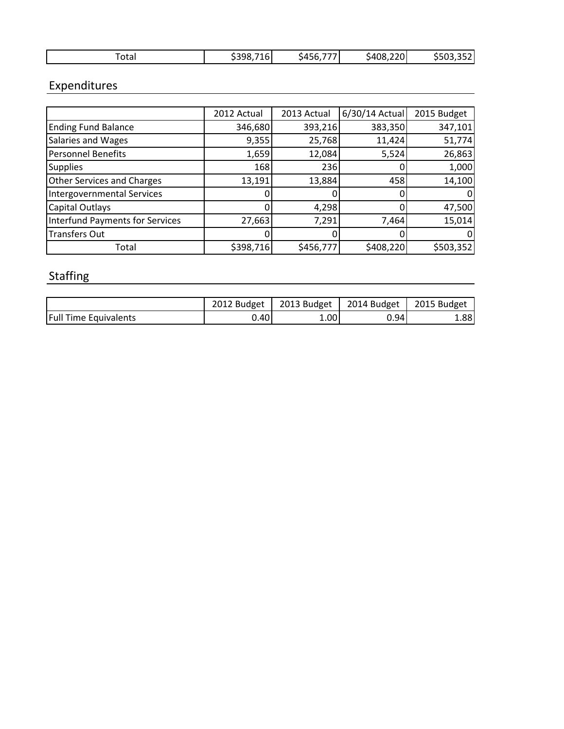| | | | | |
|---|---|---|---|---|
| Total | $398,716 | $456,777 | $408,220 | $503,352 |

## Expenditures

| | 2012 Actual | 2013 Actual | 6/30/14 Actual | 2015 Budget |
|---|---|---|---|---|
| Ending Fund Balance | 346,680 | 393,216 | 383,350 | 347,101 |
| Salaries and Wages | 9,355 | 25,768 | 11,424 | 51,774 |
| Personnel Benefits | 1,659 | 12,084 | 5,524 | 26,863 |
| Supplies | 168 | 236 | 0 | 1,000 |
| Other Services and Charges | 13,191 | 13,884 | 458 | 14,100 |
| Intergovernmental Services | 0 | 0 | 0 | 0 |
| Capital Outlays | 0 | 4,298 | 0 | 47,500 |
| Interfund Payments for Services | 27,663 | 7,291 | 7,464 | 15,014 |
| Transfers Out | 0 | 0 | 0 | 0 |
| Total | $398,716 | $456,777 | $408,220 | $503,352 |

## Staffing

| | 2012 Budget | 2013 Budget | 2014 Budget | 2015 Budget |
|---|---|---|---|---|
| Full Time Equivalents | 0.40 | 1.00 | 0.94 | 1.88 |